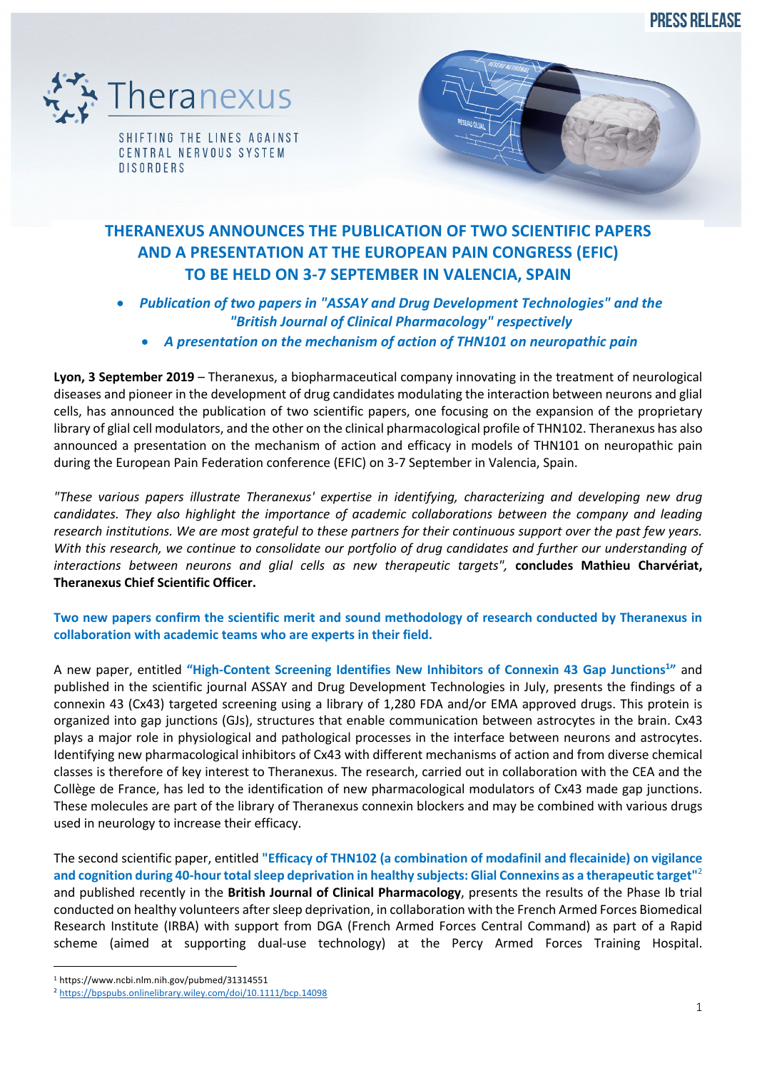PRESS RELEASE

Theranexus

SHIFTING THE LINES AGAINST CENTRAL NERVOUS SYSTEM DISORDERS

# THERANEXUS ANNOUNCES THE PUBLICATION OF TWO SCIENTIFIC PAPERS AND A PRESENTATION AT THE EUROPEAN PAIN CONGRESS (EFIC) TO BE HELD ON 3-7 SEPTEMBER IN VALENCIA, SPAIN

- ***Publication of two papers in "ASSAY and Drug Development Technologies" and the "British Journal of Clinical Pharmacology" respectively***
- ***A presentation on the mechanism of action of THN101 on neuropathic pain***

**Lyon, 3 September 2019** – Theranexus, a biopharmaceutical company innovating in the treatment of neurological diseases and pioneer in the development of drug candidates modulating the interaction between neurons and glial cells, has announced the publication of two scientific papers, one focusing on the expansion of the proprietary library of glial cell modulators, and the other on the clinical pharmacological profile of THN102. Theranexus has also announced a presentation on the mechanism of action and efficacy in models of THN101 on neuropathic pain during the European Pain Federation conference (EFIC) on 3-7 September in Valencia, Spain.

*"These various papers illustrate Theranexus' expertise in identifying, characterizing and developing new drug candidates. They also highlight the importance of academic collaborations between the company and leading research institutions. We are most grateful to these partners for their continuous support over the past few years. With this research, we continue to consolidate our portfolio of drug candidates and further our understanding of interactions between neurons and glial cells as new therapeutic targets",* **concludes Mathieu Charvériat, Theranexus Chief Scientific Officer.**

**Two new papers confirm the scientific merit and sound methodology of research conducted by Theranexus in collaboration with academic teams who are experts in their field.**

A new paper, entitled **"High-Content Screening Identifies New Inhibitors of Connexin 43 Gap Junctions[1]"** and published in the scientific journal ASSAY and Drug Development Technologies in July, presents the findings of a connexin 43 (Cx43) targeted screening using a library of 1,280 FDA and/or EMA approved drugs. This protein is organized into gap junctions (GJs), structures that enable communication between astrocytes in the brain. Cx43 plays a major role in physiological and pathological processes in the interface between neurons and astrocytes. Identifying new pharmacological inhibitors of Cx43 with different mechanisms of action and from diverse chemical classes is therefore of key interest to Theranexus. The research, carried out in collaboration with the CEA and the Collège de France, has led to the identification of new pharmacological modulators of Cx43 made gap junctions. These molecules are part of the library of Theranexus connexin blockers and may be combined with various drugs used in neurology to increase their efficacy.

The second scientific paper, entitled **"Efficacy of THN102 (a combination of modafinil and flecainide) on vigilance and cognition during 40-hour total sleep deprivation in healthy subjects: Glial Connexins as a therapeutic target"**[2] and published recently in the **British Journal of Clinical Pharmacology**, presents the results of the Phase Ib trial conducted on healthy volunteers after sleep deprivation, in collaboration with the French Armed Forces Biomedical Research Institute (IRBA) with support from DGA (French Armed Forces Central Command) as part of a Rapid scheme (aimed at supporting dual-use technology) at the Percy Armed Forces Training Hospital.

[1] https://www.ncbi.nlm.nih.gov/pubmed/31314551

[2] https://bpspubs.onlinelibrary.wiley.com/doi/10.1111/bcp.14098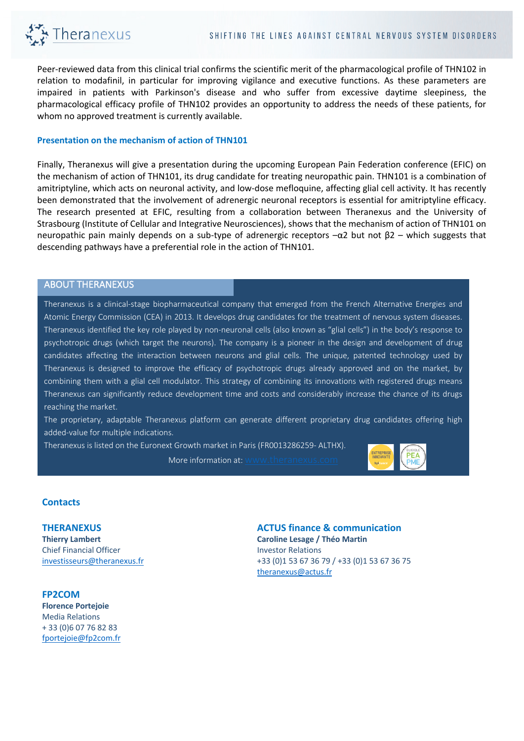Peer-reviewed data from this clinical trial confirms the scientific merit of the pharmacological profile of THN102 in relation to modafinil, in particular for improving vigilance and executive functions. As these parameters are impaired in patients with Parkinson's disease and who suffer from excessive daytime sleepiness, the pharmacological efficacy profile of THN102 provides an opportunity to address the needs of these patients, for whom no approved treatment is currently available.

### Presentation on the mechanism of action of THN101

Finally, Theranexus will give a presentation during the upcoming European Pain Federation conference (EFIC) on the mechanism of action of THN101, its drug candidate for treating neuropathic pain. THN101 is a combination of amitriptyline, which acts on neuronal activity, and low-dose mefloquine, affecting glial cell activity. It has recently been demonstrated that the involvement of adrenergic neuronal receptors is essential for amitriptyline efficacy. The research presented at EFIC, resulting from a collaboration between Theranexus and the University of Strasbourg (Institute of Cellular and Integrative Neurosciences), shows that the mechanism of action of THN101 on neuropathic pain mainly depends on a sub-type of adrenergic receptors –α2 but not β2 – which suggests that descending pathways have a preferential role in the action of THN101.

## ABOUT THERANEXUS

Theranexus is a clinical-stage biopharmaceutical company that emerged from the French Alternative Energies and Atomic Energy Commission (CEA) in 2013. It develops drug candidates for the treatment of nervous system diseases. Theranexus identified the key role played by non-neuronal cells (also known as "glial cells") in the body's response to psychotropic drugs (which target the neurons). The company is a pioneer in the design and development of drug candidates affecting the interaction between neurons and glial cells. The unique, patented technology used by Theranexus is designed to improve the efficacy of psychotropic drugs already approved and on the market, by combining them with a glial cell modulator. This strategy of combining its innovations with registered drugs means Theranexus can significantly reduce development time and costs and considerably increase the chance of its drugs reaching the market.

The proprietary, adaptable Theranexus platform can generate different proprietary drug candidates offering high added-value for multiple indications.

Theranexus is listed on the Euronext Growth market in Paris (FR0013286259- ALTHX).

More information at: www.theranexus.com

ENTREPRISE INNOVANTE bpifrance

ÉLIGIBLE PEA PME

## Contacts

**THERANEXUS**
**Thierry Lambert**
Chief Financial Officer
investisseurs@theranexus.fr

**ACTUS finance & communication**
**Caroline Lesage / Théo Martin**
Investor Relations
+33 (0)1 53 67 36 79 / +33 (0)1 53 67 36 75
theranexus@actus.fr

**FP2COM**
**Florence Portejoie**
Media Relations
+ 33 (0)6 07 76 82 83
fportejoie@fp2com.fr